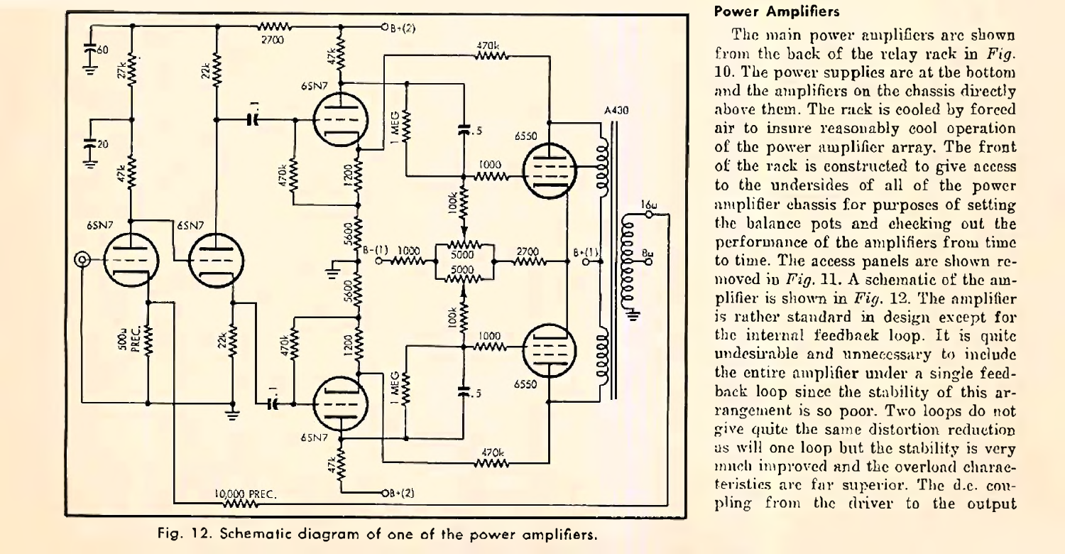Fig. 12. Schematic diagram of one of the power amplifiers.

## Power Amplifiers

The main power amplifiers are shown from the back of the relay rack in *Fig.* 10. The power supplies are at the bottom and the amplifiers on the chassis directly above them. The rack is cooled by forced air to insure reasonably cool operation of the power amplifier array. The front of the rack is constructed to give access to the undersides of all of the power amplifier chassis for purposes of setting the balance pots and checking out the performance of the amplifiers from time to time. The access panels are shown removed in *Fig.* 11. A schematic of the amplifier is shown in *Fig.* 12. The amplifier is rather standard in design except for the internal feedback loop. It is quite undesirable and unnecessary to include the entire amplifier under a single feedback loop since the stability of this arrangement is so poor. Two loops do not give quite the same distortion reduction as will one loop but the stability is very much improved and the overload characteristics are far superior. The d.c. coupling from the driver to the output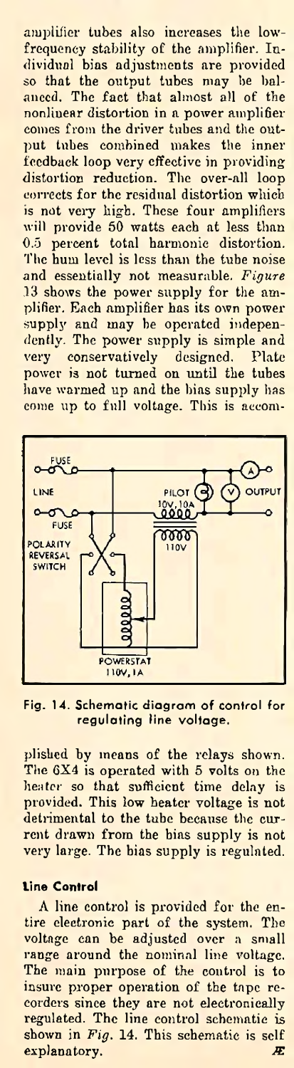amplifier tubes also increases the low-frequency stability of the amplifier. Individual bias adjustments are provided so that the output tubes may be balanced. The fact that almost all of the nonlinear distortion in a power amplifier comes from the driver tubes and the output tubes combined makes the inner feedback loop very effective in providing distortion reduction. The over-all loop corrects for the residual distortion which is not very high. These four amplifiers will provide 50 watts each at less than 0.5 percent total harmonic distortion. The hum level is less than the tube noise and essentially not measurable. *Figure* 13 shows the power supply for the amplifier. Each amplifier has its own power supply and may be operated independently. The power supply is simple and very conservatively designed. Plate power is not turned on until the tubes have warmed up and the bias supply has come up to full voltage. This is accomplished by means of the relays shown. The 6X4 is operated with 5 volts on the heater so that sufficient time delay is provided. This low heater voltage is not detrimental to the tube because the current drawn from the bias supply is not very large. The bias supply is regulated.

FUSE
LINE
FUSE
POLARITY REVERSAL SWITCH
PILOT 10V, 10A
110V
A
V
OUTPUT
POWERSTAT 110V, 1A

Fig. 14. Schematic diagram of control for regulating line voltage.

### Line Control

A line control is provided for the entire electronic part of the system. The voltage can be adjusted over a small range around the nominal line voltage. The main purpose of the control is to insure proper operation of the tape recorders since they are not electronically regulated. The line control schematic is shown in *Fig.* 14. This schematic is self explanatory.